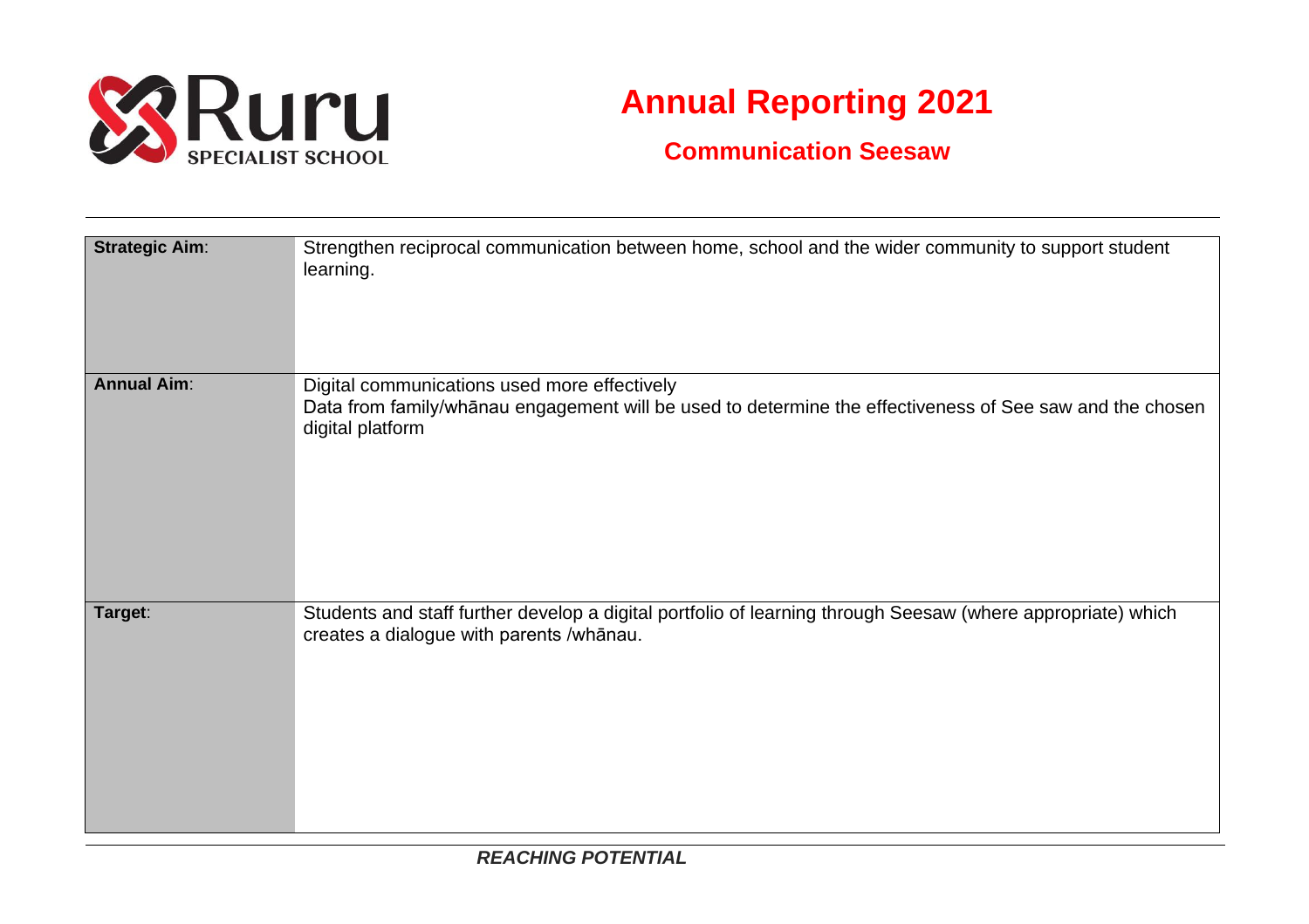Ruru SPECIALIST SCHOOL

# Annual Reporting 2021

## Communication Seesaw

| | |
|---|---|
| **Strategic Aim**: | Strengthen reciprocal communication between home, school and the wider community to support student learning. |
| **Annual Aim**: | Digital communications used more effectively<br>Data from family/whānau engagement will be used to determine the effectiveness of See saw and the chosen digital platform |
| **Target**: | Students and staff further develop a digital portfolio of learning through Seesaw (where appropriate) which creates a dialogue with parents /whānau. |

***REACHING POTENTIAL***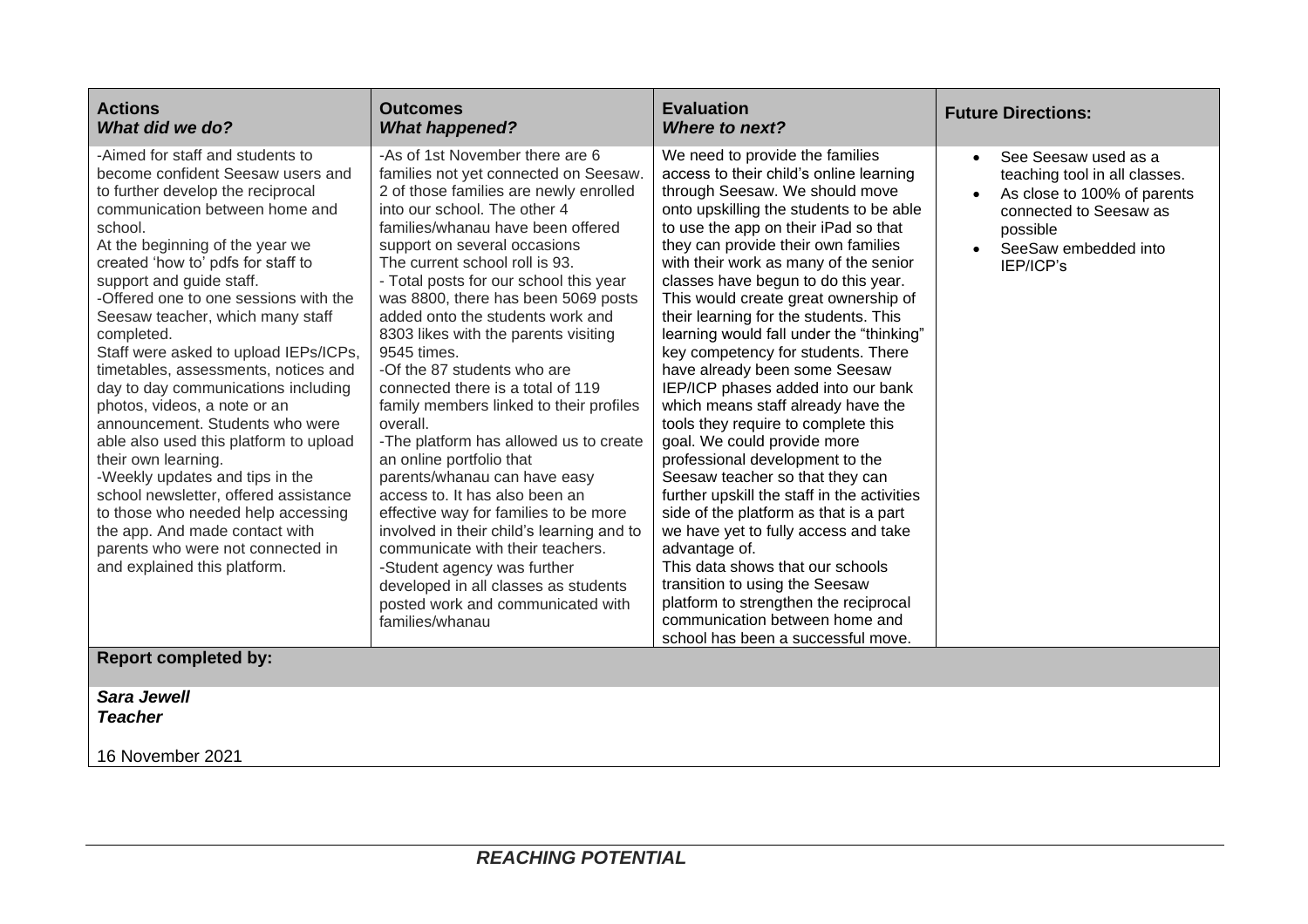| **Actions**<br>***What did we do?*** | **Outcomes**<br>***What happened?*** | **Evaluation**<br>***Where to next?*** | **Future Directions:** |
|---|---|---|---|
| -Aimed for staff and students to become confident Seesaw users and to further develop the reciprocal communication between home and school.<br>At the beginning of the year we created 'how to' pdfs for staff to support and guide staff.<br>-Offered one to one sessions with the Seesaw teacher, which many staff completed.<br>Staff were asked to upload IEPs/ICPs, timetables, assessments, notices and day to day communications including photos, videos, a note or an announcement. Students who were able also used this platform to upload their own learning.<br>-Weekly updates and tips in the school newsletter, offered assistance to those who needed help accessing the app. And made contact with parents who were not connected in and explained this platform. | -As of 1st November there are 6 families not yet connected on Seesaw. 2 of those families are newly enrolled into our school. The other 4 families/whanau have been offered support on several occasions<br>The current school roll is 93.<br>- Total posts for our school this year was 8800, there has been 5069 posts added onto the students work and 8303 likes with the parents visiting 9545 times.<br>-Of the 87 students who are connected there is a total of 119 family members linked to their profiles overall.<br>-The platform has allowed us to create an online portfolio that parents/whanau can have easy access to. It has also been an effective way for families to be more involved in their child's learning and to communicate with their teachers.<br>-Student agency was further developed in all classes as students posted work and communicated with families/whanau | We need to provide the families access to their child's online learning through Seesaw. We should move onto upskilling the students to be able to use the app on their iPad so that they can provide their own families with their work as many of the senior classes have begun to do this year. This would create great ownership of their learning for the students. This learning would fall under the "thinking" key competency for students. There have already been some Seesaw IEP/ICP phases added into our bank which means staff already have the tools they require to complete this goal. We could provide more professional development to the Seesaw teacher so that they can further upskill the staff in the activities side of the platform as that is a part we have yet to fully access and take advantage of.<br>This data shows that our schools transition to using the Seesaw platform to strengthen the reciprocal communication between home and school has been a successful move. | • See Seesaw used as a teaching tool in all classes.<br>• As close to 100% of parents connected to Seesaw as possible<br>• SeeSaw embedded into IEP/ICP's |

**Report completed by:**

***Sara Jewell***
***Teacher***

16 November 2021

***REACHING POTENTIAL***